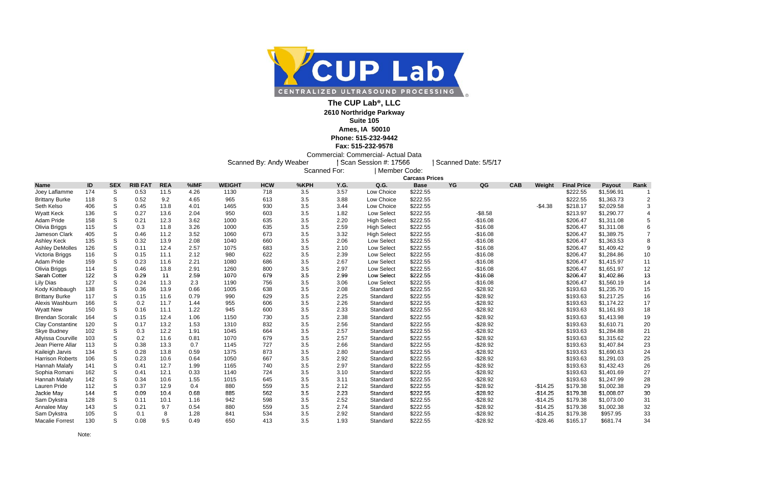**The CUP Lab®, LLC**

**2610 Northridge Parkway**

**Suite 105**

**Ames, IA 50010**

**Phone: 515-232-9442**

**Fax: 515-232-9578**

Commercial: Commercial- Actual Data

Scanned By: Andy Weaber | Scan Session #: 17566 | Scanned Date: 5/5/17

Scanned For: | Member Code:

| Name | ID | SEX | RIB FAT | REA | %IMF | WEIGHT | HCW | %KPH | Y.G. | Q.G. | Carcass Prices<br>Base | YG | QG | CAB | Weight | Final Price | Payout | Rank |
|---|---|---|---|---|---|---|---|---|---|---|---|---|---|---|---|---|---|---|
| Joey Laflamme | 174 | S | 0.53 | 11.5 | 4.26 | 1130 | 718 | 3.5 | 3.57 | Low Choice | $222.55 | | | | | $222.55 | $1,596.91 | 1 |
| Brittany Burke | 118 | S | 0.52 | 9.2 | 4.65 | 965 | 613 | 3.5 | 3.88 | Low Choice | $222.55 | | | | | $222.55 | $1,363.73 | 2 |
| Seth Kelso | 406 | S | 0.45 | 13.8 | 4.01 | 1465 | 930 | 3.5 | 3.44 | Low Choice | $222.55 | | | | -$4.38 | $218.17 | $2,029.58 | 3 |
| Wyatt Keck | 136 | S | 0.27 | 13.6 | 2.04 | 950 | 603 | 3.5 | 1.82 | Low Select | $222.55 | | -$8.58 | | | $213.97 | $1,290.77 | 4 |
| Adam Pride | 158 | S | 0.21 | 12.3 | 3.62 | 1000 | 635 | 3.5 | 2.20 | High Select | $222.55 | | -$16.08 | | | $206.47 | $1,311.08 | 5 |
| Olivia Briggs | 115 | S | 0.3 | 11.8 | 3.26 | 1000 | 635 | 3.5 | 2.59 | High Select | $222.55 | | -$16.08 | | | $206.47 | $1,311.08 | 6 |
| Jameson Clark | 405 | S | 0.46 | 11.2 | 3.52 | 1060 | 673 | 3.5 | 3.32 | High Select | $222.55 | | -$16.08 | | | $206.47 | $1,389.75 | 7 |
| Ashley Keck | 135 | S | 0.32 | 13.9 | 2.08 | 1040 | 660 | 3.5 | 2.06 | Low Select | $222.55 | | -$16.08 | | | $206.47 | $1,363.53 | 8 |
| Ashley DeMolles | 126 | S | 0.11 | 12.4 | 2.57 | 1075 | 683 | 3.5 | 2.10 | Low Select | $222.55 | | -$16.08 | | | $206.47 | $1,409.42 | 9 |
| Victoria Briggs | 116 | S | 0.15 | 11.1 | 2.12 | 980 | 622 | 3.5 | 2.39 | Low Select | $222.55 | | -$16.08 | | | $206.47 | $1,284.86 | 10 |
| Adam Pride | 159 | S | 0.23 | 11.6 | 2.21 | 1080 | 686 | 3.5 | 2.67 | Low Select | $222.55 | | -$16.08 | | | $206.47 | $1,415.97 | 11 |
| Olivia Briggs | 114 | S | 0.46 | 13.8 | 2.91 | 1260 | 800 | 3.5 | 2.97 | Low Select | $222.55 | | -$16.08 | | | $206.47 | $1,651.97 | 12 |
| Sarah Cotter | 122 | S | 0.29 | 11 | 2.59 | 1070 | 679 | 3.5 | 2.99 | Low Select | $222.55 | | -$16.08 | | | $206.47 | $1,402.86 | 13 |
| Lily Dias | 127 | S | 0.24 | 11.3 | 2.3 | 1190 | 756 | 3.5 | 3.06 | Low Select | $222.55 | | -$16.08 | | | $206.47 | $1,560.19 | 14 |
| Kody Kishbaugh | 138 | S | 0.36 | 13.9 | 0.66 | 1005 | 638 | 3.5 | 2.08 | Standard | $222.55 | | -$28.92 | | | $193.63 | $1,235.70 | 15 |
| Brittany Burke | 117 | S | 0.15 | 11.6 | 0.79 | 990 | 629 | 3.5 | 2.25 | Standard | $222.55 | | -$28.92 | | | $193.63 | $1,217.25 | 16 |
| Alexis Washburn | 166 | S | 0.2 | 11.7 | 1.44 | 955 | 606 | 3.5 | 2.26 | Standard | $222.55 | | -$28.92 | | | $193.63 | $1,174.22 | 17 |
| Wyatt New | 150 | S | 0.16 | 11.1 | 1.22 | 945 | 600 | 3.5 | 2.33 | Standard | $222.55 | | -$28.92 | | | $193.63 | $1,161.93 | 18 |
| Brendan Scoralic | 164 | S | 0.15 | 12.4 | 1.06 | 1150 | 730 | 3.5 | 2.38 | Standard | $222.55 | | -$28.92 | | | $193.63 | $1,413.98 | 19 |
| Clay Constantine | 120 | S | 0.17 | 13.2 | 1.53 | 1310 | 832 | 3.5 | 2.56 | Standard | $222.55 | | -$28.92 | | | $193.63 | $1,610.71 | 20 |
| Skye Budney | 102 | S | 0.3 | 12.2 | 1.91 | 1045 | 664 | 3.5 | 2.57 | Standard | $222.55 | | -$28.92 | | | $193.63 | $1,284.88 | 21 |
| Allyissa Courville | 103 | S | 0.2 | 11.6 | 0.81 | 1070 | 679 | 3.5 | 2.57 | Standard | $222.55 | | -$28.92 | | | $193.63 | $1,315.62 | 22 |
| Jean Pierre Allar | 113 | S | 0.38 | 13.3 | 0.7 | 1145 | 727 | 3.5 | 2.66 | Standard | $222.55 | | -$28.92 | | | $193.63 | $1,407.84 | 23 |
| Kaileigh Jarvis | 134 | S | 0.28 | 13.8 | 0.59 | 1375 | 873 | 3.5 | 2.80 | Standard | $222.55 | | -$28.92 | | | $193.63 | $1,690.63 | 24 |
| Harrison Roberts | 106 | S | 0.23 | 10.6 | 0.64 | 1050 | 667 | 3.5 | 2.92 | Standard | $222.55 | | -$28.92 | | | $193.63 | $1,291.03 | 25 |
| Hannah Malafy | 141 | S | 0.41 | 12.7 | 1.99 | 1165 | 740 | 3.5 | 2.97 | Standard | $222.55 | | -$28.92 | | | $193.63 | $1,432.43 | 26 |
| Sophia Romani | 162 | S | 0.41 | 12.1 | 0.33 | 1140 | 724 | 3.5 | 3.10 | Standard | $222.55 | | -$28.92 | | | $193.63 | $1,401.69 | 27 |
| Hannah Malafy | 142 | S | 0.34 | 10.6 | 1.55 | 1015 | 645 | 3.5 | 3.11 | Standard | $222.55 | | -$28.92 | | | $193.63 | $1,247.99 | 28 |
| Lauren Pride | 112 | S | 0.37 | 12.9 | 0.4 | 880 | 559 | 3.5 | 2.12 | Standard | $222.55 | | -$28.92 | | -$14.25 | $179.38 | $1,002.38 | 29 |
| Jackie May | 144 | S | 0.09 | 10.4 | 0.68 | 885 | 562 | 3.5 | 2.23 | Standard | $222.55 | | -$28.92 | | -$14.25 | $179.38 | $1,008.07 | 30 |
| Sam Dykstra | 128 | S | 0.11 | 10.1 | 1.16 | 942 | 598 | 3.5 | 2.52 | Standard | $222.55 | | -$28.92 | | -$14.25 | $179.38 | $1,073.00 | 31 |
| Annalee May | 143 | S | 0.21 | 9.7 | 0.54 | 880 | 559 | 3.5 | 2.74 | Standard | $222.55 | | -$28.92 | | -$14.25 | $179.38 | $1,002.38 | 32 |
| Sam Dykstra | 105 | S | 0.1 | 8 | 1.28 | 841 | 534 | 3.5 | 2.92 | Standard | $222.55 | | -$28.92 | | -$14.25 | $179.38 | $957.95 | 33 |
| Macalie Forrest | 130 | S | 0.08 | 9.5 | 0.49 | 650 | 413 | 3.5 | 1.93 | Standard | $222.55 | | -$28.92 | | -$28.46 | $165.17 | $681.74 | 34 |

Note: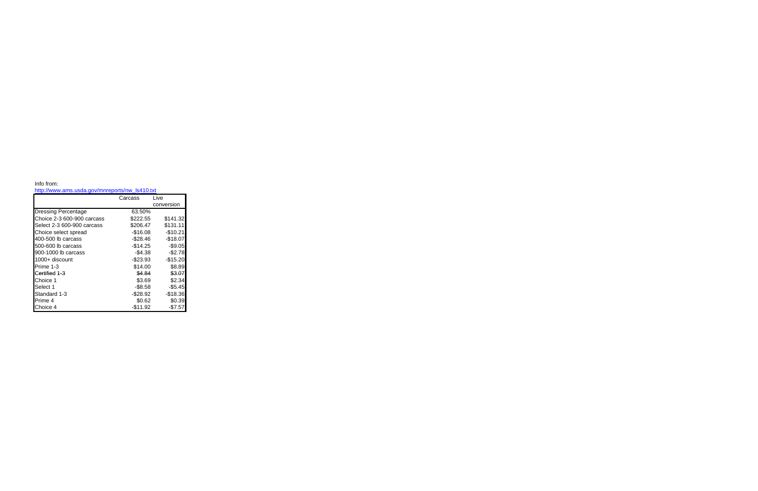Info from:
http://www.ams.usda.gov/mnreports/nw_ls410.txt

| | Carcass | Live conversion |
|---|---|---|
| Dressing Percentage | 63.50% | |
| Choice 2-3 600-900 carcass | $222.55 | $141.32 |
| Select 2-3 600-900 carcass | $206.47 | $131.11 |
| Choice select spread | -$16.08 | -$10.21 |
| 400-500 lb carcass | -$28.46 | -$18.07 |
| 500-600 lb carcass | -$14.25 | -$9.05 |
| 900-1000 lb carcass | -$4.38 | -$2.78 |
| 1000+ discount | -$23.93 | -$15.20 |
| Prime 1-3 | $14.00 | $8.89 |
| Certified 1-3 | $4.84 | $3.07 |
| Choice 1 | $3.69 | $2.34 |
| Select 1 | -$8.58 | -$5.45 |
| Standard 1-3 | -$28.92 | -$18.36 |
| Prime 4 | $0.62 | $0.39 |
| Choice 4 | -$11.92 | -$7.57 |